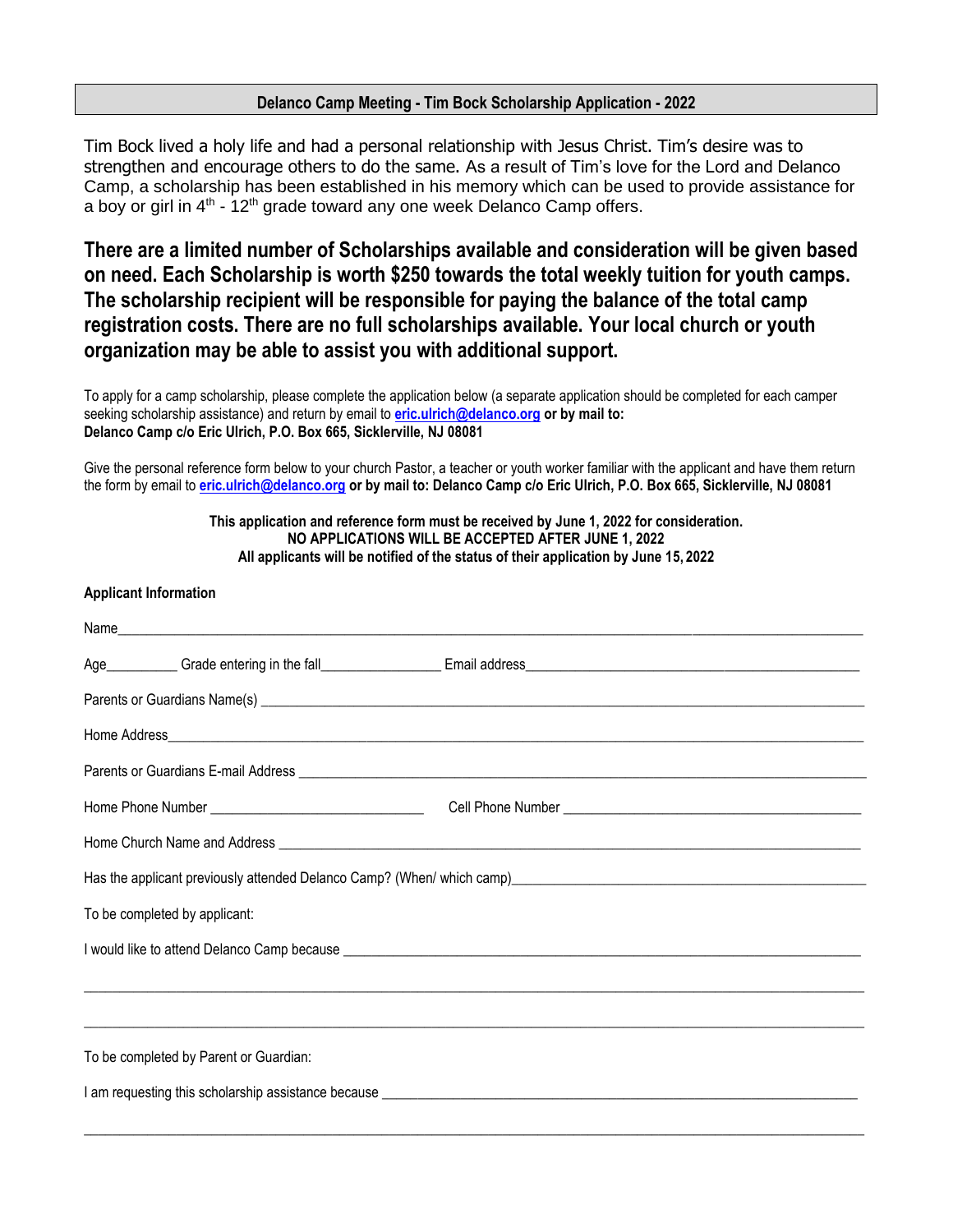## Delanco Camp Meeting - Tim Bock Scholarship Application - 2022

Tim Bock lived a holy life and had a personal relationship with Jesus Christ. Tim's desire was to strengthen and encourage others to do the same. As a result of Tim's love for the Lord and Delanco Camp, a scholarship has been established in his memory which can be used to provide assistance for a boy or girl in 4th - 12th grade toward any one week Delanco Camp offers.

**There are a limited number of Scholarships available and consideration will be given based on need. Each Scholarship is worth $250 towards the total weekly tuition for youth camps. The scholarship recipient will be responsible for paying the balance of the total camp registration costs. There are no full scholarships available. Your local church or youth organization may be able to assist you with additional support.**

To apply for a camp scholarship, please complete the application below (a separate application should be completed for each camper seeking scholarship assistance) and return by email to **eric.ulrich@delanco.org or by mail to:**
**Delanco Camp c/o Eric Ulrich, P.O. Box 665, Sicklerville, NJ 08081**

Give the personal reference form below to your church Pastor, a teacher or youth worker familiar with the applicant and have them return the form by email to **eric.ulrich@delanco.org or by mail to: Delanco Camp c/o Eric Ulrich, P.O. Box 665, Sicklerville, NJ 08081**

**This application and reference form must be received by June 1, 2022 for consideration.**
**NO APPLICATIONS WILL BE ACCEPTED AFTER JUNE 1, 2022**
**All applicants will be notified of the status of their application by June 15, 2022**

**Applicant Information**

Name_______________________________________________

Age__________ Grade entering in the fall________________ Email address_______________________________

Parents or Guardians Name(s) _______________________________________________

Home Address_______________________________________________

Parents or Guardians E-mail Address _______________________________________________

Home Phone Number ____________________________ Cell Phone Number ____________________________

Home Church Name and Address _______________________________________________

Has the applicant previously attended Delanco Camp? (When/ which camp)_______________________________

To be completed by applicant:

I would like to attend Delanco Camp because _______________________________________________

_______________________________________________

_______________________________________________

To be completed by Parent or Guardian:

I am requesting this scholarship assistance because _______________________________________________

_______________________________________________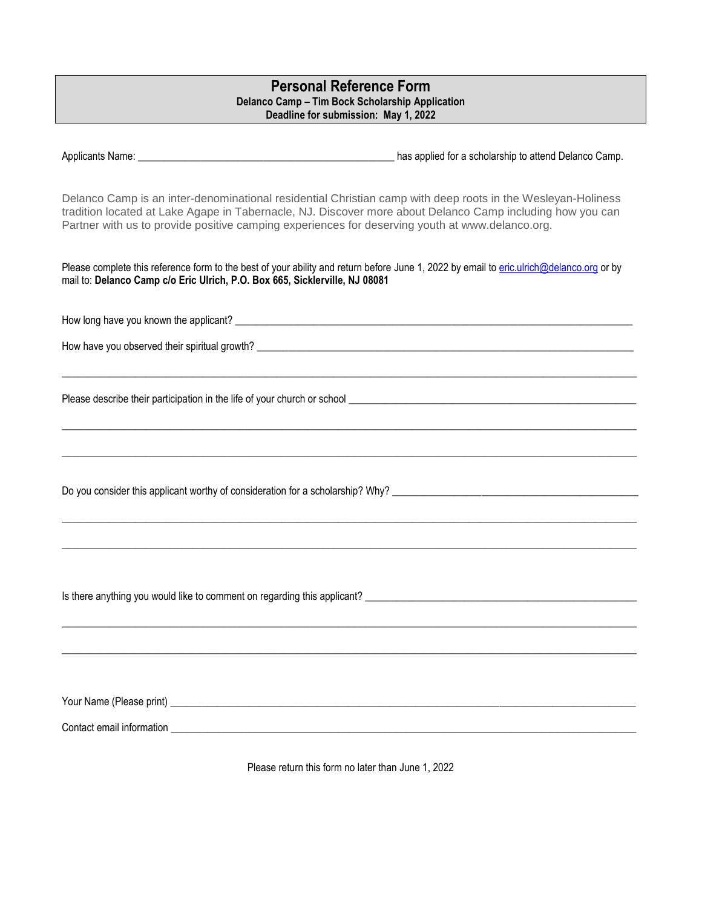# Personal Reference Form

**Delanco Camp – Tim Bock Scholarship Application**

**Deadline for submission: May 1, 2022**

Applicants Name: ______________________________________________ has applied for a scholarship to attend Delanco Camp.

Delanco Camp is an inter-denominational residential Christian camp with deep roots in the Wesleyan-Holiness tradition located at Lake Agape in Tabernacle, NJ. Discover more about Delanco Camp including how you can Partner with us to provide positive camping experiences for deserving youth at www.delanco.org.

Please complete this reference form to the best of your ability and return before June 1, 2022 by email to eric.ulrich@delanco.org or by mail to: **Delanco Camp c/o Eric Ulrich, P.O. Box 665, Sicklerville, NJ 08081**

How long have you known the applicant? ______________________________________________________________________

How have you observed their spiritual growth? __________________________________________________________________

______________________________________________________________________________________________________

Please describe their participation in the life of your church or school ______________________________________________

______________________________________________________________________________________________________

______________________________________________________________________________________________________

Do you consider this applicant worthy of consideration for a scholarship? Why? _______________________________________

______________________________________________________________________________________________________

______________________________________________________________________________________________________

Is there anything you would like to comment on regarding this applicant? _____________________________________________

______________________________________________________________________________________________________

______________________________________________________________________________________________________

Your Name (Please print) __________________________________________________________________________________

Contact email information _________________________________________________________________________________

Please return this form no later than June 1, 2022